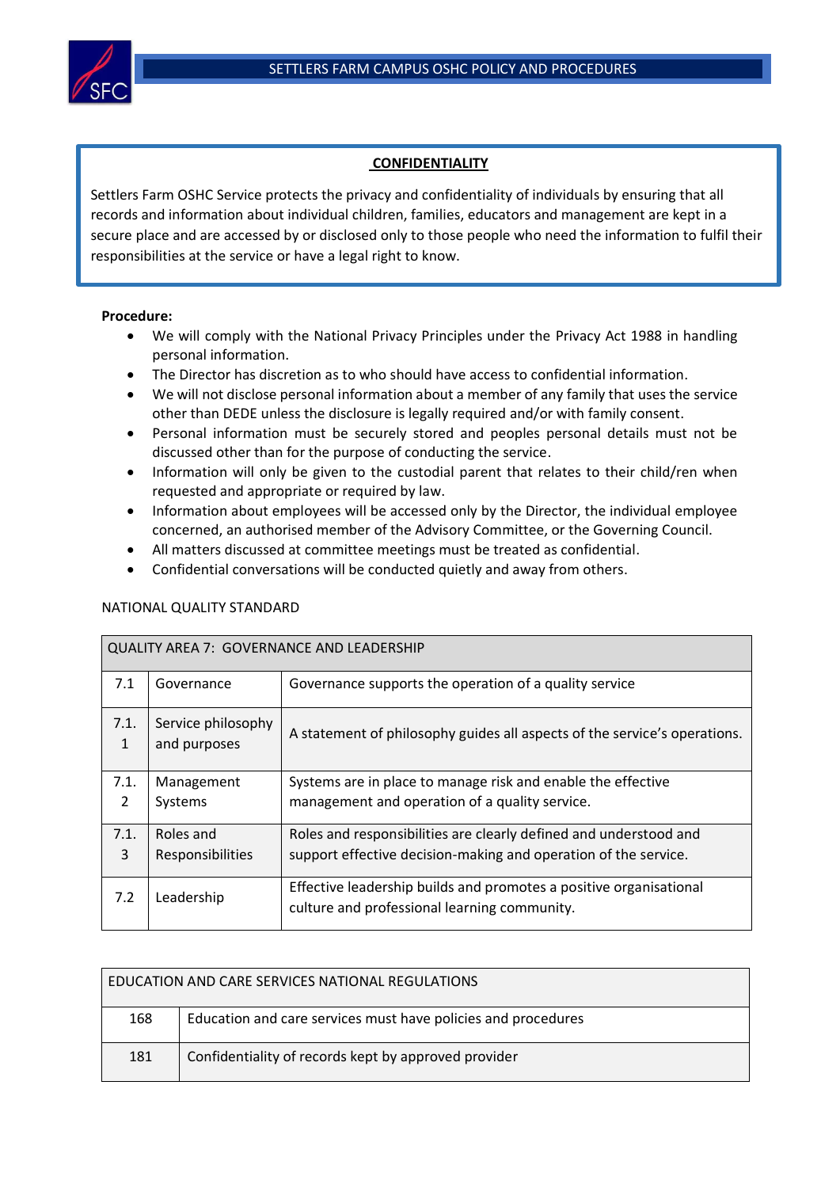# CONFIDENTIALITY

Settlers Farm OSHC Service protects the privacy and confidentiality of individuals by ensuring that all records and information about individual children, families, educators and management are kept in a secure place and are accessed by or disclosed only to those people who need the information to fulfil their responsibilities at the service or have a legal right to know.

**Procedure:**

- We will comply with the National Privacy Principles under the Privacy Act 1988 in handling personal information.
- The Director has discretion as to who should have access to confidential information.
- We will not disclose personal information about a member of any family that uses the service other than DEDE unless the disclosure is legally required and/or with family consent.
- Personal information must be securely stored and peoples personal details must not be discussed other than for the purpose of conducting the service.
- Information will only be given to the custodial parent that relates to their child/ren when requested and appropriate or required by law.
- Information about employees will be accessed only by the Director, the individual employee concerned, an authorised member of the Advisory Committee, or the Governing Council.
- All matters discussed at committee meetings must be treated as confidential.
- Confidential conversations will be conducted quietly and away from others.

NATIONAL QUALITY STANDARD

| QUALITY AREA 7: GOVERNANCE AND LEADERSHIP | | |
|---|---|---|
| 7.1 | Governance | Governance supports the operation of a quality service |
| 7.1.1 | Service philosophy and purposes | A statement of philosophy guides all aspects of the service's operations. |
| 7.1.2 | Management Systems | Systems are in place to manage risk and enable the effective management and operation of a quality service. |
| 7.1.3 | Roles and Responsibilities | Roles and responsibilities are clearly defined and understood and support effective decision-making and operation of the service. |
| 7.2 | Leadership | Effective leadership builds and promotes a positive organisational culture and professional learning community. |

| EDUCATION AND CARE SERVICES NATIONAL REGULATIONS | |
|---|---|
| 168 | Education and care services must have policies and procedures |
| 181 | Confidentiality of records kept by approved provider |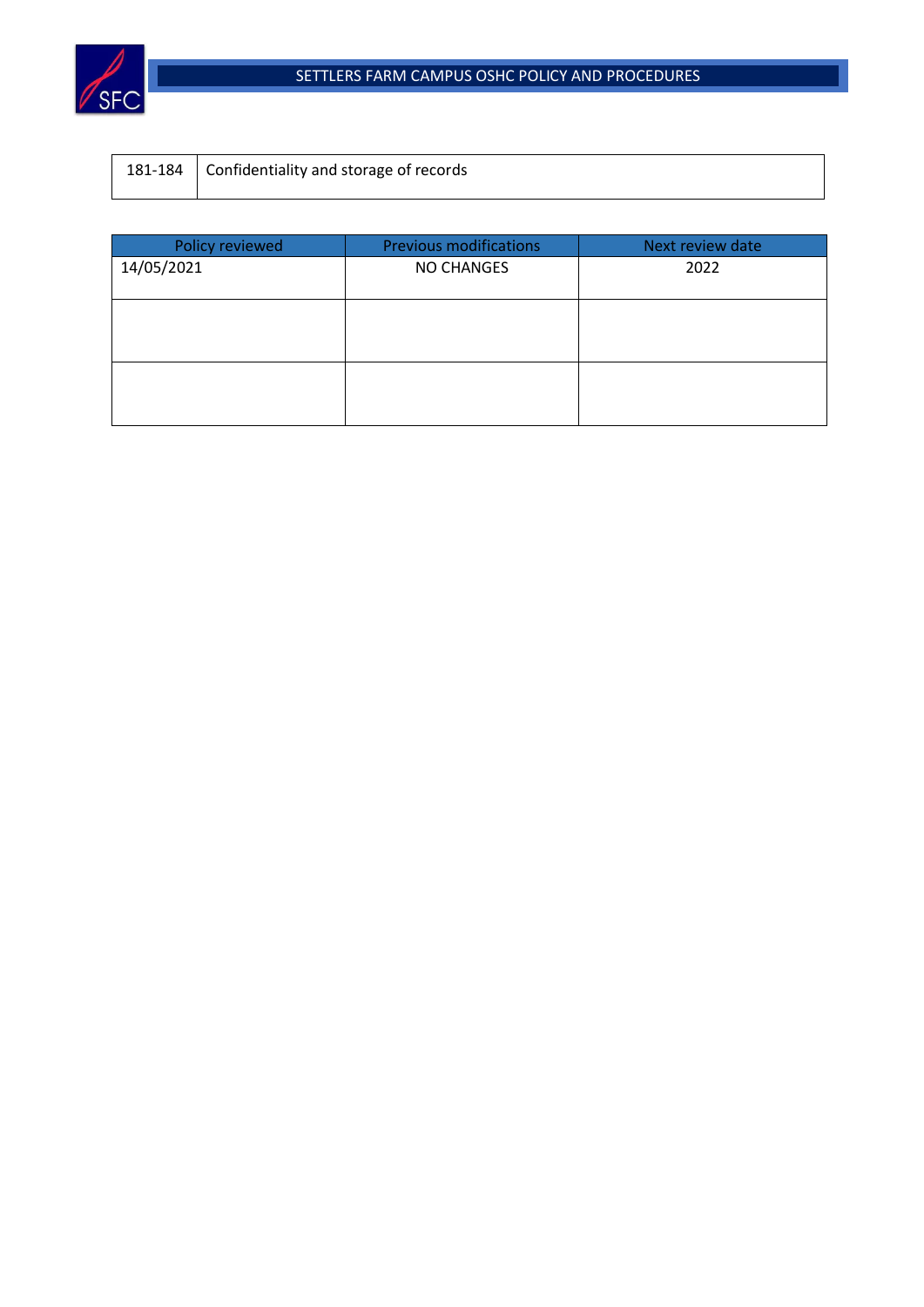| | |
|---|---|
| 181-184 | Confidentiality and storage of records |

| Policy reviewed | Previous modifications | Next review date |
|---|---|---|
| 14/05/2021 | NO CHANGES | 2022 |
| | | |
| | | |